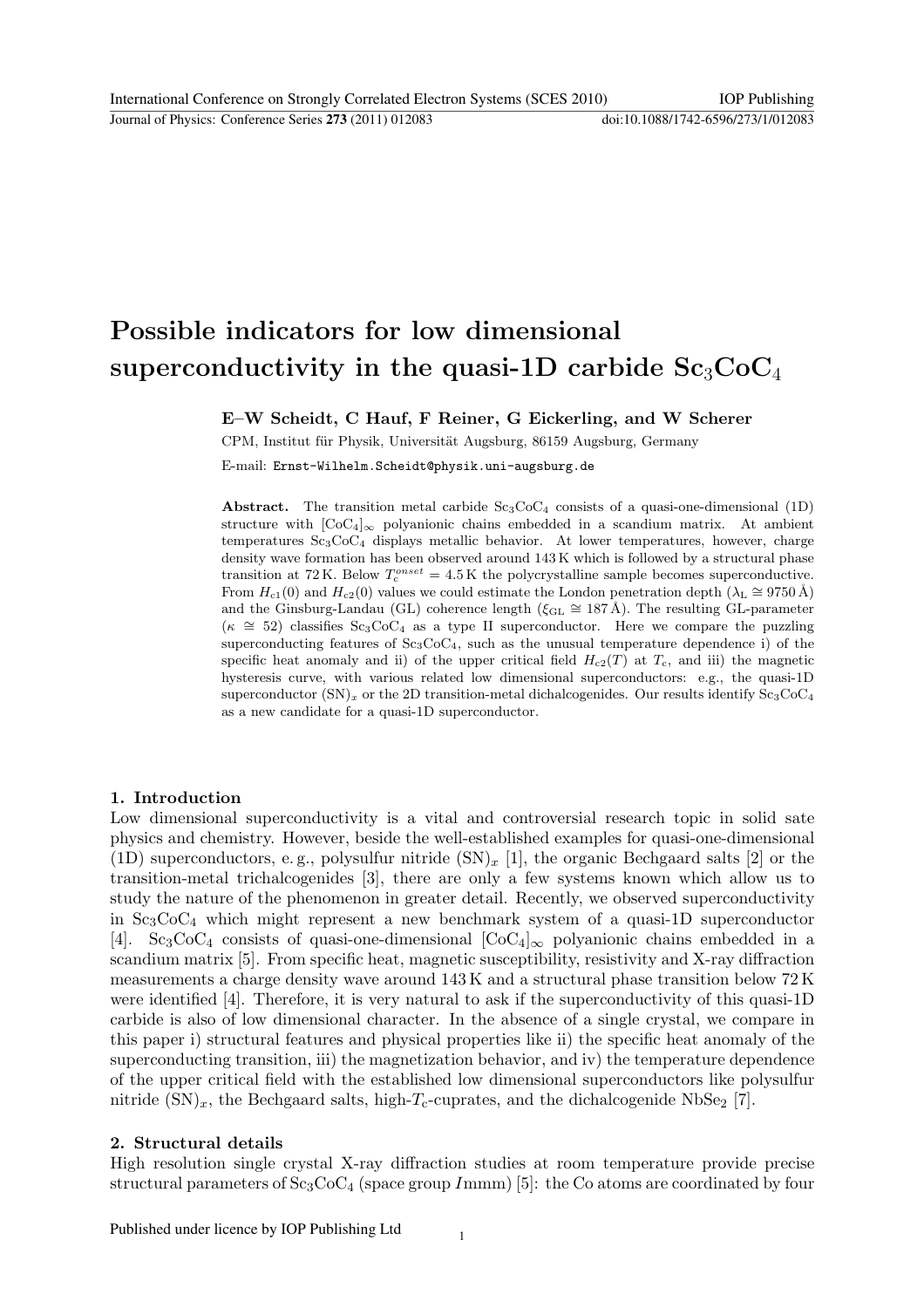# Possible indicators for low dimensional superconductivity in the quasi-1D carbide $Sc_3CoC_4$

**E–W Scheidt, C Hauf, F Reiner, G Eickerling, and W Scherer**

CPM, Institut für Physik, Universität Augsburg, 86159 Augsburg, Germany

E-mail: Ernst-Wilhelm.Scheidt@physik.uni-augsburg.de

**Abstract.** The transition metal carbide $Sc_3CoC_4$ consists of a quasi-one-dimensional (1D) structure with $[CoC_4]_\infty$ polyanionic chains embedded in a scandium matrix. At ambient temperatures $Sc_3CoC_4$ displays metallic behavior. At lower temperatures, however, charge density wave formation has been observed around 143 K which is followed by a structural phase transition at 72 K. Below $T_c^{onset} = 4.5$ K the polycrystalline sample becomes superconductive. From $H_{c1}(0)$ and $H_{c2}(0)$ values we could estimate the London penetration depth ($\lambda_L \cong 9750$ Å) and the Ginsburg-Landau (GL) coherence length ($\xi_{GL} \cong 187$ Å). The resulting GL-parameter ($\kappa \cong 52$) classifies $Sc_3CoC_4$ as a type II superconductor. Here we compare the puzzling superconducting features of $Sc_3CoC_4$, such as the unusual temperature dependence i) of the specific heat anomaly and ii) of the upper critical field $H_{c2}(T)$ at $T_c$, and iii) the magnetic hysteresis curve, with various related low dimensional superconductors: e.g., the quasi-1D superconductor $(SN)_x$ or the 2D transition-metal dichalcogenides. Our results identify $Sc_3CoC_4$ as a new candidate for a quasi-1D superconductor.

## 1. Introduction

Low dimensional superconductivity is a vital and controversial research topic in solid sate physics and chemistry. However, beside the well-established examples for quasi-one-dimensional (1D) superconductors, e. g., polysulfur nitride $(SN)_x$ [1], the organic Bechgaard salts [2] or the transition-metal trichalcogenides [3], there are only a few systems known which allow us to study the nature of the phenomenon in greater detail. Recently, we observed superconductivity in $Sc_3CoC_4$ which might represent a new benchmark system of a quasi-1D superconductor [4]. $Sc_3CoC_4$ consists of quasi-one-dimensional $[CoC_4]_\infty$ polyanionic chains embedded in a scandium matrix [5]. From specific heat, magnetic susceptibility, resistivity and X-ray diffraction measurements a charge density wave around 143 K and a structural phase transition below 72 K were identified [4]. Therefore, it is very natural to ask if the superconductivity of this quasi-1D carbide is also of low dimensional character. In the absence of a single crystal, we compare in this paper i) structural features and physical properties like ii) the specific heat anomaly of the superconducting transition, iii) the magnetization behavior, and iv) the temperature dependence of the upper critical field with the established low dimensional superconductors like polysulfur nitride $(SN)_x$, the Bechgaard salts, high-$T_c$-cuprates, and the dichalcogenide $NbSe_2$ [7].

## 2. Structural details

High resolution single crystal X-ray diffraction studies at room temperature provide precise structural parameters of $Sc_3CoC_4$ (space group $I$mmm) [5]: the Co atoms are coordinated by four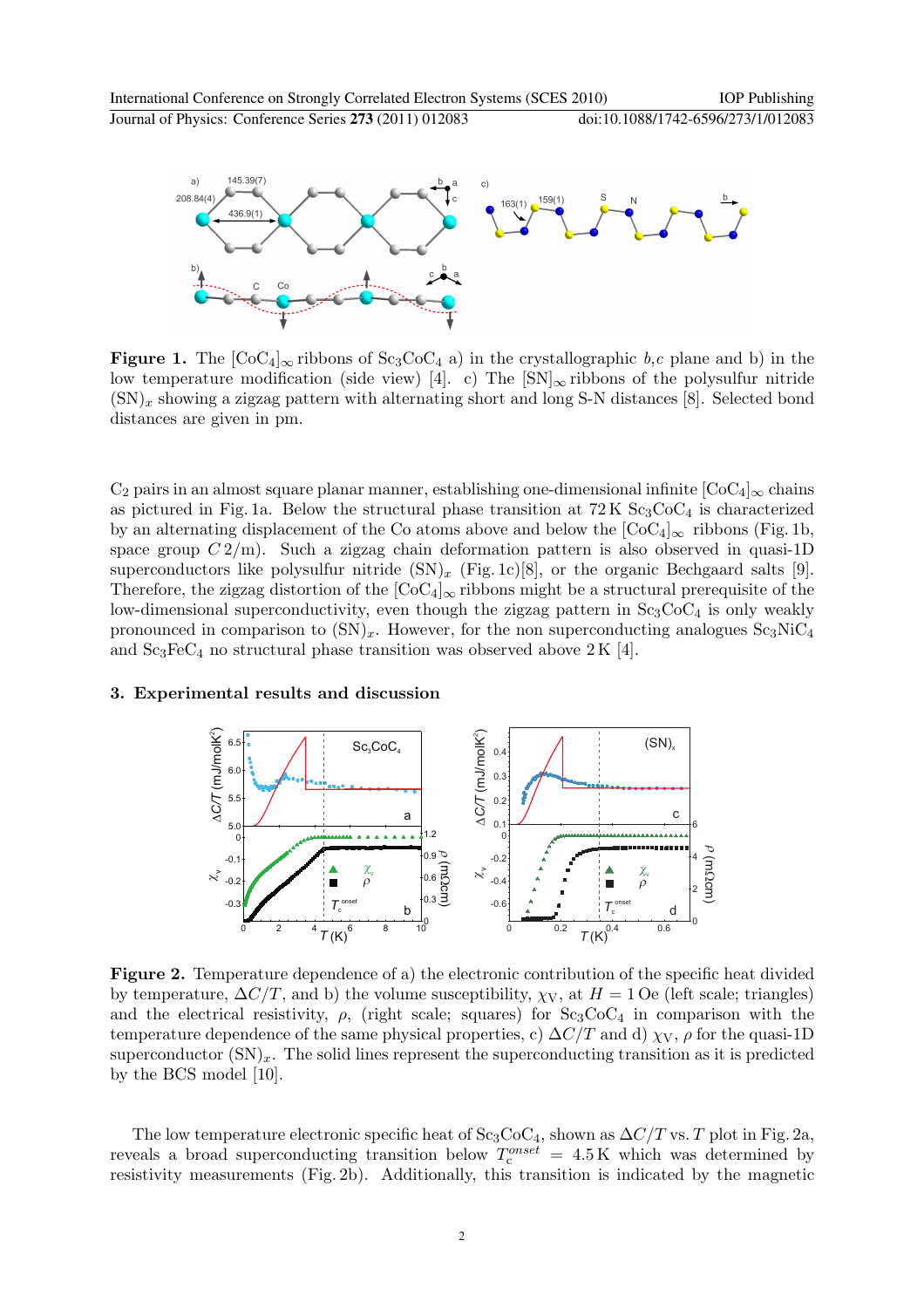**Figure 1.** The $[CoC_4]_\infty$ ribbons of $Sc_3CoC_4$ a) in the crystallographic $b,c$ plane and b) in the low temperature modification (side view) [4]. c) The $[SN]_\infty$ ribbons of the polysulfur nitride $(SN)_x$ showing a zigzag pattern with alternating short and long S-N distances [8]. Selected bond distances are given in pm.

$C_2$ pairs in an almost square planar manner, establishing one-dimensional infinite $[CoC_4]_\infty$ chains as pictured in Fig. 1a. Below the structural phase transition at 72 K $Sc_3CoC_4$ is characterized by an alternating displacement of the Co atoms above and below the $[CoC_4]_\infty$ ribbons (Fig. 1b, space group $C\,2/m$). Such a zigzag chain deformation pattern is also observed in quasi-1D superconductors like polysulfur nitride $(SN)_x$ (Fig. 1c)[8], or the organic Bechgaard salts [9]. Therefore, the zigzag distortion of the $[CoC_4]_\infty$ ribbons might be a structural prerequisite of the low-dimensional superconductivity, even though the zigzag pattern in $Sc_3CoC_4$ is only weakly pronounced in comparison to $(SN)_x$. However, for the non superconducting analogues $Sc_3NiC_4$ and $Sc_3FeC_4$ no structural phase transition was observed above 2 K [4].

## 3. Experimental results and discussion

**Figure 2.** Temperature dependence of a) the electronic contribution of the specific heat divided by temperature, $\Delta C/T$, and b) the volume susceptibility, $\chi_V$, at $H = 1$ Oe (left scale; triangles) and the electrical resistivity, $\rho$, (right scale; squares) for $Sc_3CoC_4$ in comparison with the temperature dependence of the same physical properties, c) $\Delta C/T$ and d) $\chi_V$, $\rho$ for the quasi-1D superconductor $(SN)_x$. The solid lines represent the superconducting transition as it is predicted by the BCS model [10].

The low temperature electronic specific heat of $Sc_3CoC_4$, shown as $\Delta C/T$ vs. $T$ plot in Fig. 2a, reveals a broad superconducting transition below $T_c^{onset} = 4.5$ K which was determined by resistivity measurements (Fig. 2b). Additionally, this transition is indicated by the magnetic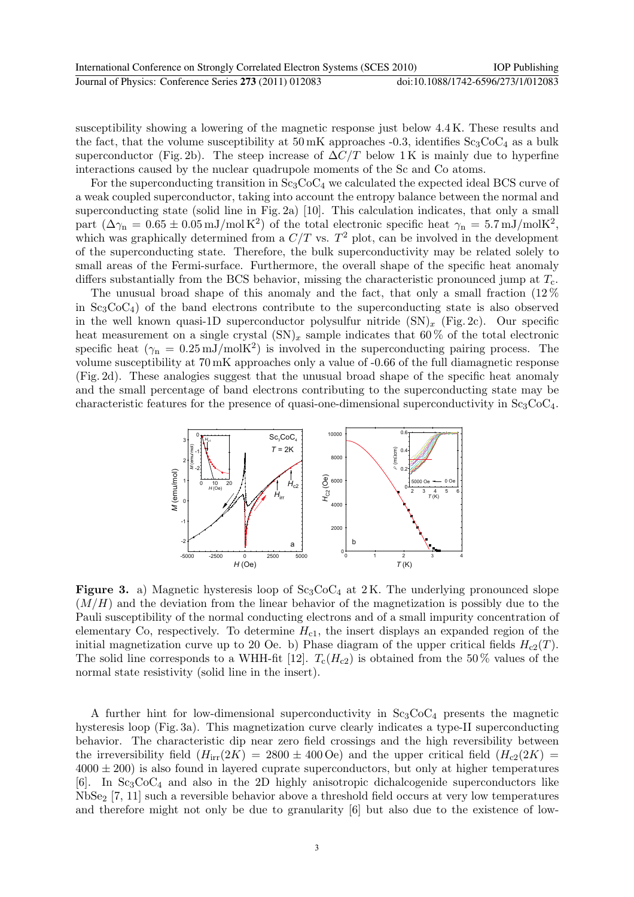susceptibility showing a lowering of the magnetic response just below 4.4 K. These results and the fact, that the volume susceptibility at 50 mK approaches -0.3, identifies $Sc_3CoC_4$ as a bulk superconductor (Fig. 2b). The steep increase of $\Delta C/T$ below 1 K is mainly due to hyperfine interactions caused by the nuclear quadrupole moments of the Sc and Co atoms.

For the superconducting transition in $Sc_3CoC_4$ we calculated the expected ideal BCS curve of a weak coupled superconductor, taking into account the entropy balance between the normal and superconducting state (solid line in Fig. 2a) [10]. This calculation indicates, that only a small part ($\Delta\gamma_n = 0.65 \pm 0.05$ mJ/mol K$^2$) of the total electronic specific heat $\gamma_n = 5.7$ mJ/molK$^2$, which was graphically determined from a $C/T$ vs. $T^2$ plot, can be involved in the development of the superconducting state. Therefore, the bulk superconductivity may be related solely to small areas of the Fermi-surface. Furthermore, the overall shape of the specific heat anomaly differs substantially from the BCS behavior, missing the characteristic pronounced jump at $T_c$.

The unusual broad shape of this anomaly and the fact, that only a small fraction (12 % in $Sc_3CoC_4$) of the band electrons contribute to the superconducting state is also observed in the well known quasi-1D superconductor polysulfur nitride $(SN)_x$ (Fig. 2c). Our specific heat measurement on a single crystal $(SN)_x$ sample indicates that 60 % of the total electronic specific heat ($\gamma_n = 0.25$ mJ/molK$^2$) is involved in the superconducting pairing process. The volume susceptibility at 70 mK approaches only a value of -0.66 of the full diamagnetic response (Fig. 2d). These analogies suggest that the unusual broad shape of the specific heat anomaly and the small percentage of band electrons contributing to the superconducting state may be characteristic features for the presence of quasi-one-dimensional superconductivity in $Sc_3CoC_4$.

**Figure 3.** a) Magnetic hysteresis loop of $Sc_3CoC_4$ at 2 K. The underlying pronounced slope ($M/H$) and the deviation from the linear behavior of the magnetization is possibly due to the Pauli susceptibility of the normal conducting electrons and of a small impurity concentration of elementary Co, respectively. To determine $H_{c1}$, the insert displays an expanded region of the initial magnetization curve up to 20 Oe. b) Phase diagram of the upper critical fields $H_{c2}(T)$. The solid line corresponds to a WHH-fit [12]. $T_c(H_{c2})$ is obtained from the 50 % values of the normal state resistivity (solid line in the insert).

A further hint for low-dimensional superconductivity in $Sc_3CoC_4$ presents the magnetic hysteresis loop (Fig. 3a). This magnetization curve clearly indicates a type-II superconducting behavior. The characteristic dip near zero field crossings and the high reversibility between the irreversibility field ($H_{irr}(2K) = 2800 \pm 400$ Oe) and the upper critical field ($H_{c2}(2K) = 4000 \pm 200$) is also found in layered cuprate superconductors, but only at higher temperatures [6]. In $Sc_3CoC_4$ and also in the 2D highly anisotropic dichalcogenide superconductors like $NbSe_2$ [7, 11] such a reversible behavior above a threshold field occurs at very low temperatures and therefore might not only be due to granularity [6] but also due to the existence of low-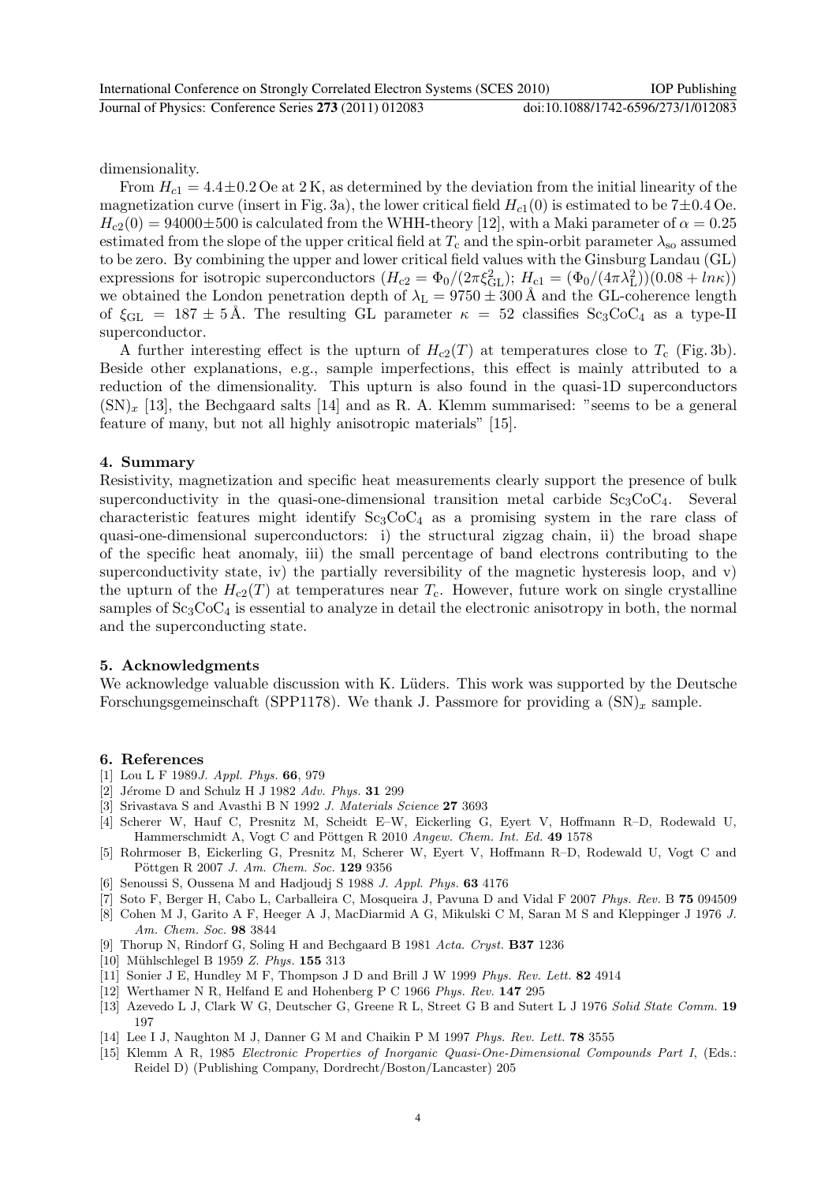dimensionality.

From $H_{c1} = 4.4 \pm 0.2$ Oe at 2 K, as determined by the deviation from the initial linearity of the magnetization curve (insert in Fig. 3a), the lower critical field $H_{c1}(0)$ is estimated to be $7 \pm 0.4$ Oe. $H_{c2}(0) = 94000 \pm 500$ is calculated from the WHH-theory [12], with a Maki parameter of $\alpha = 0.25$ estimated from the slope of the upper critical field at $T_c$ and the spin-orbit parameter $\lambda_{so}$ assumed to be zero. By combining the upper and lower critical field values with the Ginsburg Landau (GL) expressions for isotropic superconductors ($H_{c2} = \Phi_0/(2\pi\xi_{GL}^2)$; $H_{c1} = (\Phi_0/(4\pi\lambda_L^2))(0.08 + ln\kappa)$) we obtained the London penetration depth of $\lambda_L = 9750 \pm 300$ Å and the GL-coherence length of $\xi_{GL} = 187 \pm 5$ Å. The resulting GL parameter $\kappa = 52$ classifies $Sc_3CoC_4$ as a type-II superconductor.

A further interesting effect is the upturn of $H_{c2}(T)$ at temperatures close to $T_c$ (Fig. 3b). Beside other explanations, e.g., sample imperfections, this effect is mainly attributed to a reduction of the dimensionality. This upturn is also found in the quasi-1D superconductors $(SN)_x$ [13], the Bechgaard salts [14] and as R. A. Klemm summarised: "seems to be a general feature of many, but not all highly anisotropic materials" [15].

## 4. Summary

Resistivity, magnetization and specific heat measurements clearly support the presence of bulk superconductivity in the quasi-one-dimensional transition metal carbide $Sc_3CoC_4$. Several characteristic features might identify $Sc_3CoC_4$ as a promising system in the rare class of quasi-one-dimensional superconductors: i) the structural zigzag chain, ii) the broad shape of the specific heat anomaly, iii) the small percentage of band electrons contributing to the superconductivity state, iv) the partially reversibility of the magnetic hysteresis loop, and v) the upturn of the $H_{c2}(T)$ at temperatures near $T_c$. However, future work on single crystalline samples of $Sc_3CoC_4$ is essential to analyze in detail the electronic anisotropy in both, the normal and the superconducting state.

## 5. Acknowledgments

We acknowledge valuable discussion with K. Lüders. This work was supported by the Deutsche Forschungsgemeinschaft (SPP1178). We thank J. Passmore for providing a $(SN)_x$ sample.

## 6. References

[1] Lou L F 1989*J. Appl. Phys.* **66**, 979

[2] Jérome D and Schulz H J 1982 *Adv. Phys.* **31** 299

[3] Srivastava S and Avasthi B N 1992 *J. Materials Science* **27** 3693

[4] Scherer W, Hauf C, Presnitz M, Scheidt E–W, Eickerling G, Eyert V, Hoffmann R–D, Rodewald U, Hammerschmidt A, Vogt C and Pöttgen R 2010 *Angew. Chem. Int. Ed.* **49** 1578

[5] Rohrmoser B, Eickerling G, Presnitz M, Scherer W, Eyert V, Hoffmann R–D, Rodewald U, Vogt C and Pöttgen R 2007 *J. Am. Chem. Soc.* **129** 9356

[6] Senoussi S, Oussena M and Hadjoudj S 1988 *J. Appl. Phys.* **63** 4176

[7] Soto F, Berger H, Cabo L, Carballeira C, Mosqueira J, Pavuna D and Vidal F 2007 *Phys. Rev.* B **75** 094509

[8] Cohen M J, Garito A F, Heeger A J, MacDiarmid A G, Mikulski C M, Saran M S and Kleppinger J 1976 *J. Am. Chem. Soc.* **98** 3844

[9] Thorup N, Rindorf G, Soling H and Bechgaard B 1981 *Acta. Cryst.* **B37** 1236

[10] Mühlschlegel B 1959 *Z. Phys.* **155** 313

[11] Sonier J E, Hundley M F, Thompson J D and Brill J W 1999 *Phys. Rev. Lett.* **82** 4914

[12] Werthamer N R, Helfand E and Hohenberg P C 1966 *Phys. Rev.* **147** 295

[13] Azevedo L J, Clark W G, Deutscher G, Greene R L, Street G B and Sutert L J 1976 *Solid State Comm.* **19** 197

[14] Lee I J, Naughton M J, Danner G M and Chaikin P M 1997 *Phys. Rev. Lett.* **78** 3555

[15] Klemm A R, 1985 *Electronic Properties of Inorganic Quasi-One-Dimensional Compounds Part I*, (Eds.: Reidel D) (Publishing Company, Dordrecht/Boston/Lancaster) 205